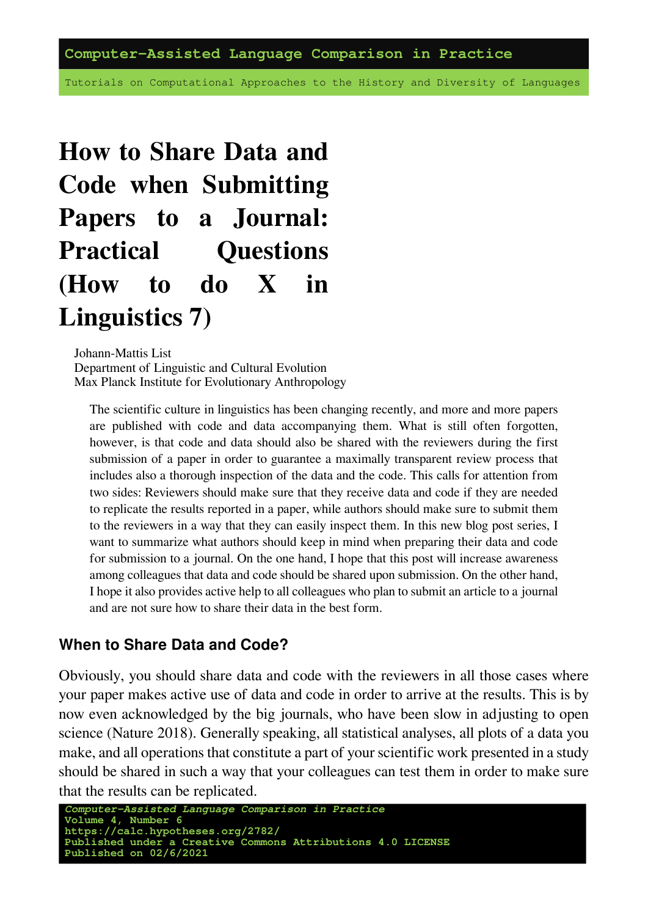# How to Share Data and Code when Submitting Papers to a Journal: Practical Questions (How to do X in Linguistics 7)

Johann-Mattis List
Department of Linguistic and Cultural Evolution
Max Planck Institute for Evolutionary Anthropology

The scientific culture in linguistics has been changing recently, and more and more papers are published with code and data accompanying them. What is still often forgotten, however, is that code and data should also be shared with the reviewers during the first submission of a paper in order to guarantee a maximally transparent review process that includes also a thorough inspection of the data and the code. This calls for attention from two sides: Reviewers should make sure that they receive data and code if they are needed to replicate the results reported in a paper, while authors should make sure to submit them to the reviewers in a way that they can easily inspect them. In this new blog post series, I want to summarize what authors should keep in mind when preparing their data and code for submission to a journal. On the one hand, I hope that this post will increase awareness among colleagues that data and code should be shared upon submission. On the other hand, I hope it also provides active help to all colleagues who plan to submit an article to a journal and are not sure how to share their data in the best form.

## When to Share Data and Code?

Obviously, you should share data and code with the reviewers in all those cases where your paper makes active use of data and code in order to arrive at the results. This is by now even acknowledged by the big journals, who have been slow in adjusting to open science (Nature 2018). Generally speaking, all statistical analyses, all plots of a data you make, and all operations that constitute a part of your scientific work presented in a study should be shared in such a way that your colleagues can test them in order to make sure that the results can be replicated.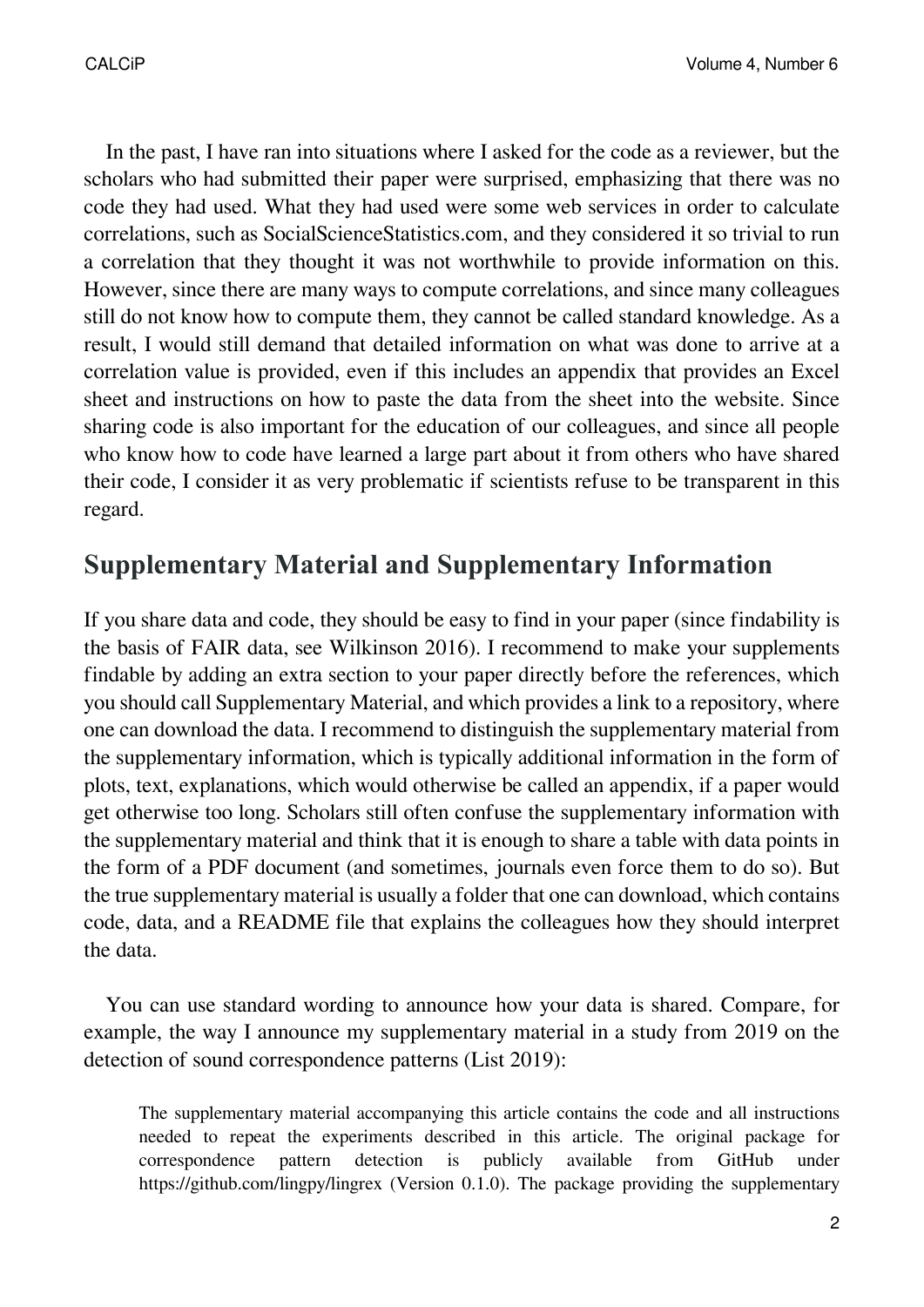In the past, I have ran into situations where I asked for the code as a reviewer, but the scholars who had submitted their paper were surprised, emphasizing that there was no code they had used. What they had used were some web services in order to calculate correlations, such as SocialScienceStatistics.com, and they considered it so trivial to run a correlation that they thought it was not worthwhile to provide information on this. However, since there are many ways to compute correlations, and since many colleagues still do not know how to compute them, they cannot be called standard knowledge. As a result, I would still demand that detailed information on what was done to arrive at a correlation value is provided, even if this includes an appendix that provides an Excel sheet and instructions on how to paste the data from the sheet into the website. Since sharing code is also important for the education of our colleagues, and since all people who know how to code have learned a large part about it from others who have shared their code, I consider it as very problematic if scientists refuse to be transparent in this regard.

## Supplementary Material and Supplementary Information

If you share data and code, they should be easy to find in your paper (since findability is the basis of FAIR data, see Wilkinson 2016). I recommend to make your supplements findable by adding an extra section to your paper directly before the references, which you should call Supplementary Material, and which provides a link to a repository, where one can download the data. I recommend to distinguish the supplementary material from the supplementary information, which is typically additional information in the form of plots, text, explanations, which would otherwise be called an appendix, if a paper would get otherwise too long. Scholars still often confuse the supplementary information with the supplementary material and think that it is enough to share a table with data points in the form of a PDF document (and sometimes, journals even force them to do so). But the true supplementary material is usually a folder that one can download, which contains code, data, and a README file that explains the colleagues how they should interpret the data.

You can use standard wording to announce how your data is shared. Compare, for example, the way I announce my supplementary material in a study from 2019 on the detection of sound correspondence patterns (List 2019):

> The supplementary material accompanying this article contains the code and all instructions needed to repeat the experiments described in this article. The original package for correspondence pattern detection is publicly available from GitHub under https://github.com/lingpy/lingrex (Version 0.1.0). The package providing the supplementary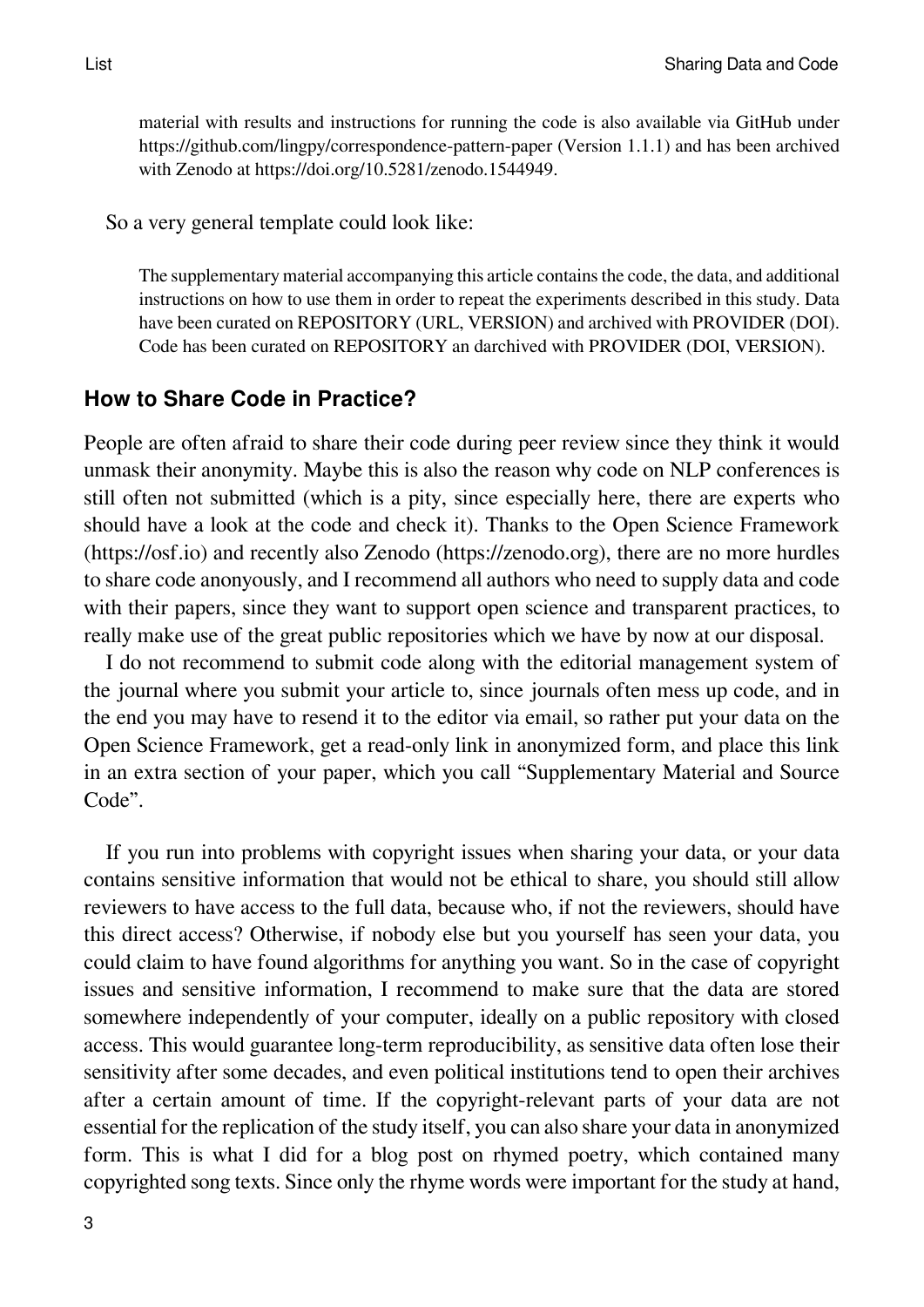material with results and instructions for running the code is also available via GitHub under https://github.com/lingpy/correspondence-pattern-paper (Version 1.1.1) and has been archived with Zenodo at https://doi.org/10.5281/zenodo.1544949.

So a very general template could look like:

> The supplementary material accompanying this article contains the code, the data, and additional instructions on how to use them in order to repeat the experiments described in this study. Data have been curated on REPOSITORY (URL, VERSION) and archived with PROVIDER (DOI). Code has been curated on REPOSITORY an darchived with PROVIDER (DOI, VERSION).

## How to Share Code in Practice?

People are often afraid to share their code during peer review since they think it would unmask their anonymity. Maybe this is also the reason why code on NLP conferences is still often not submitted (which is a pity, since especially here, there are experts who should have a look at the code and check it). Thanks to the Open Science Framework (https://osf.io) and recently also Zenodo (https://zenodo.org), there are no more hurdles to share code anonyously, and I recommend all authors who need to supply data and code with their papers, since they want to support open science and transparent practices, to really make use of the great public repositories which we have by now at our disposal.

I do not recommend to submit code along with the editorial management system of the journal where you submit your article to, since journals often mess up code, and in the end you may have to resend it to the editor via email, so rather put your data on the Open Science Framework, get a read-only link in anonymized form, and place this link in an extra section of your paper, which you call "Supplementary Material and Source Code".

If you run into problems with copyright issues when sharing your data, or your data contains sensitive information that would not be ethical to share, you should still allow reviewers to have access to the full data, because who, if not the reviewers, should have this direct access? Otherwise, if nobody else but you yourself has seen your data, you could claim to have found algorithms for anything you want. So in the case of copyright issues and sensitive information, I recommend to make sure that the data are stored somewhere independently of your computer, ideally on a public repository with closed access. This would guarantee long-term reproducibility, as sensitive data often lose their sensitivity after some decades, and even political institutions tend to open their archives after a certain amount of time. If the copyright-relevant parts of your data are not essential for the replication of the study itself, you can also share your data in anonymized form. This is what I did for a blog post on rhymed poetry, which contained many copyrighted song texts. Since only the rhyme words were important for the study at hand,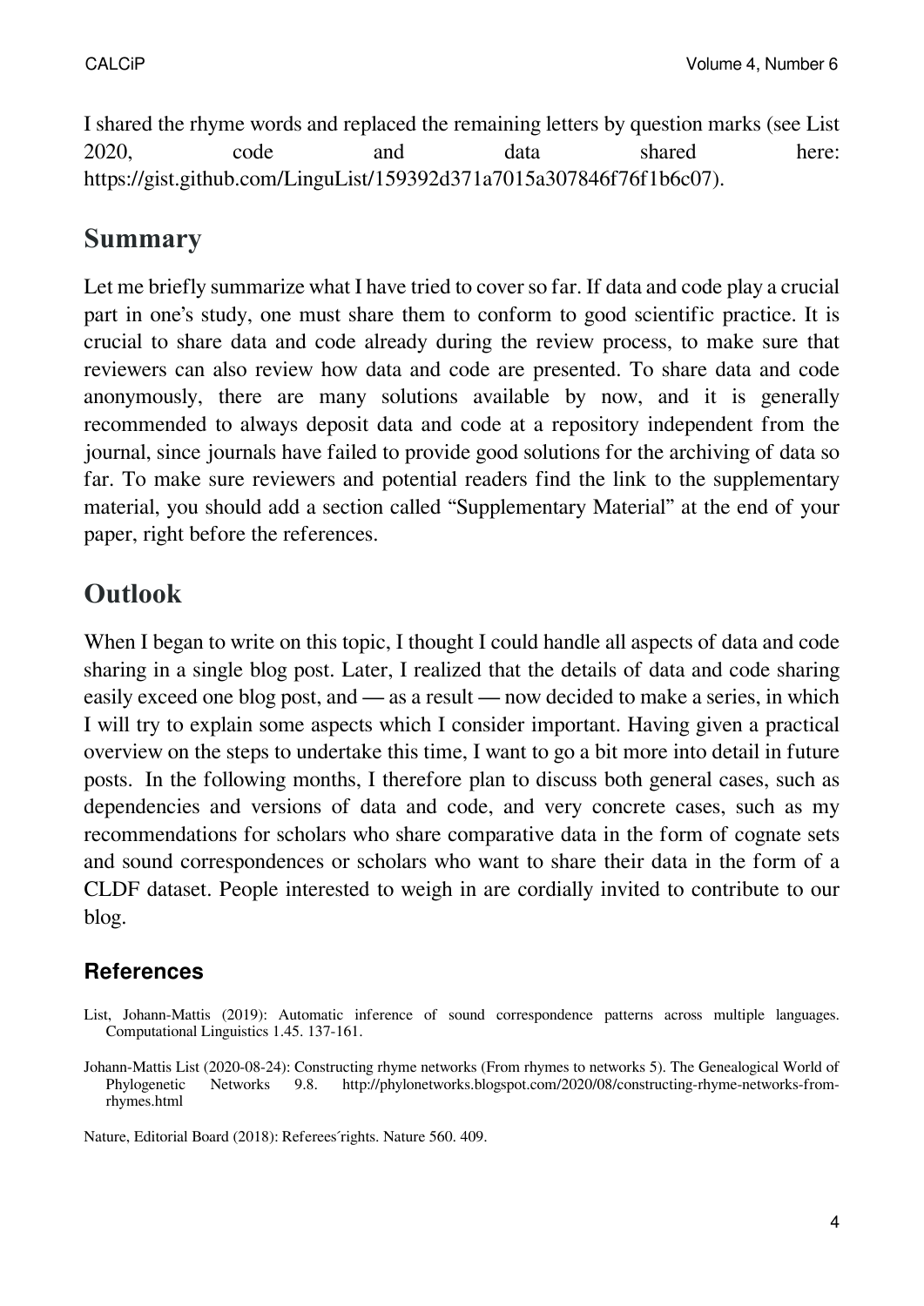I shared the rhyme words and replaced the remaining letters by question marks (see List 2020, code and data shared here: https://gist.github.com/LinguList/159392d371a7015a307846f76f1b6c07).

## Summary

Let me briefly summarize what I have tried to cover so far. If data and code play a crucial part in one's study, one must share them to conform to good scientific practice. It is crucial to share data and code already during the review process, to make sure that reviewers can also review how data and code are presented. To share data and code anonymously, there are many solutions available by now, and it is generally recommended to always deposit data and code at a repository independent from the journal, since journals have failed to provide good solutions for the archiving of data so far. To make sure reviewers and potential readers find the link to the supplementary material, you should add a section called "Supplementary Material" at the end of your paper, right before the references.

## Outlook

When I began to write on this topic, I thought I could handle all aspects of data and code sharing in a single blog post. Later, I realized that the details of data and code sharing easily exceed one blog post, and — as a result — now decided to make a series, in which I will try to explain some aspects which I consider important. Having given a practical overview on the steps to undertake this time, I want to go a bit more into detail in future posts. In the following months, I therefore plan to discuss both general cases, such as dependencies and versions of data and code, and very concrete cases, such as my recommendations for scholars who share comparative data in the form of cognate sets and sound correspondences or scholars who want to share their data in the form of a CLDF dataset. People interested to weigh in are cordially invited to contribute to our blog.

### References

List, Johann-Mattis (2019): Automatic inference of sound correspondence patterns across multiple languages. Computational Linguistics 1.45. 137-161.

Johann-Mattis List (2020-08-24): Constructing rhyme networks (From rhymes to networks 5). The Genealogical World of Phylogenetic Networks 9.8. http://phylonetworks.blogspot.com/2020/08/constructing-rhyme-networks-from-rhymes.html

Nature, Editorial Board (2018): Referees´rights. Nature 560. 409.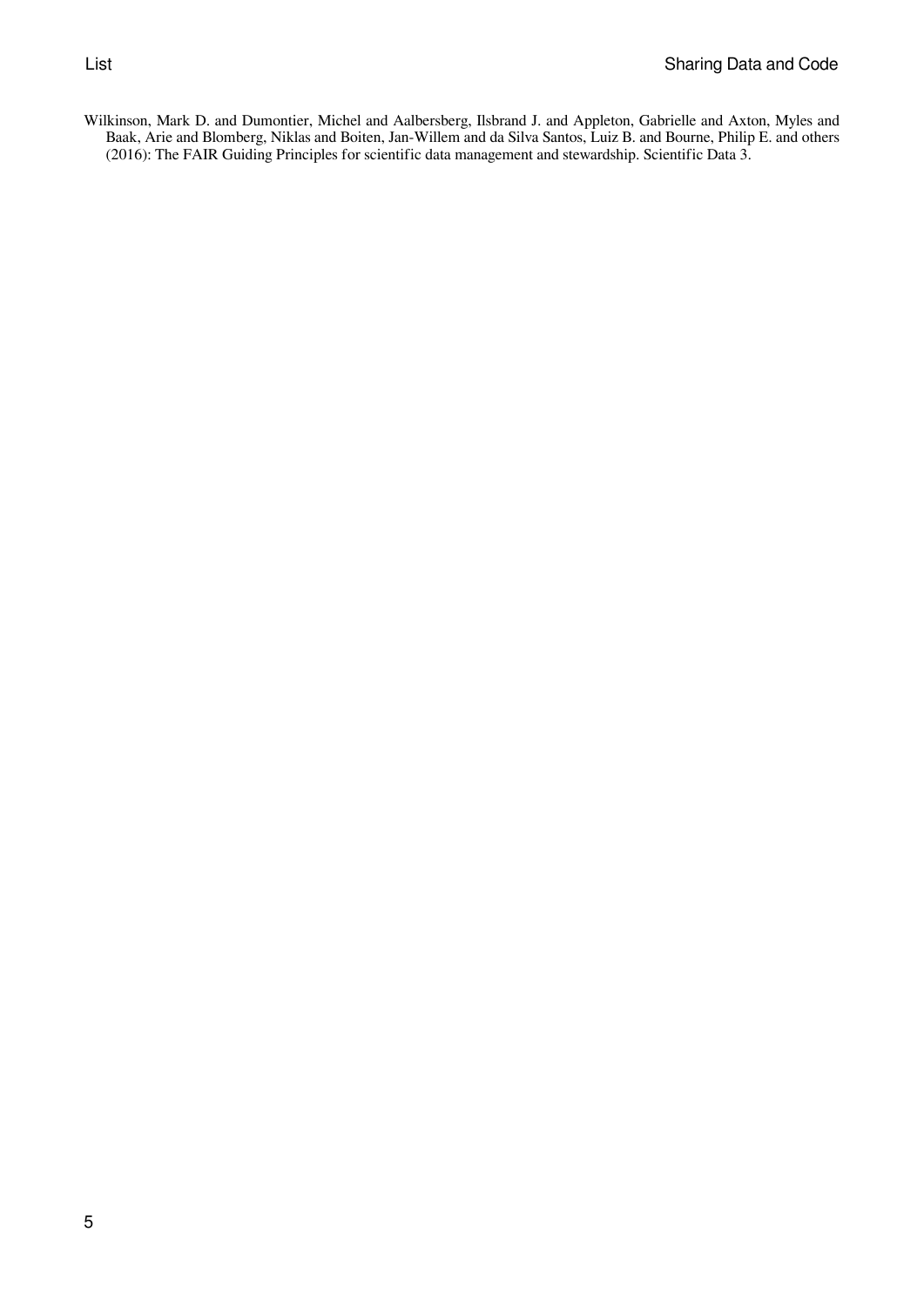Wilkinson, Mark D. and Dumontier, Michel and Aalbersberg, Ilsbrand J. and Appleton, Gabrielle and Axton, Myles and Baak, Arie and Blomberg, Niklas and Boiten, Jan-Willem and da Silva Santos, Luiz B. and Bourne, Philip E. and others (2016): The FAIR Guiding Principles for scientific data management and stewardship. Scientific Data 3.